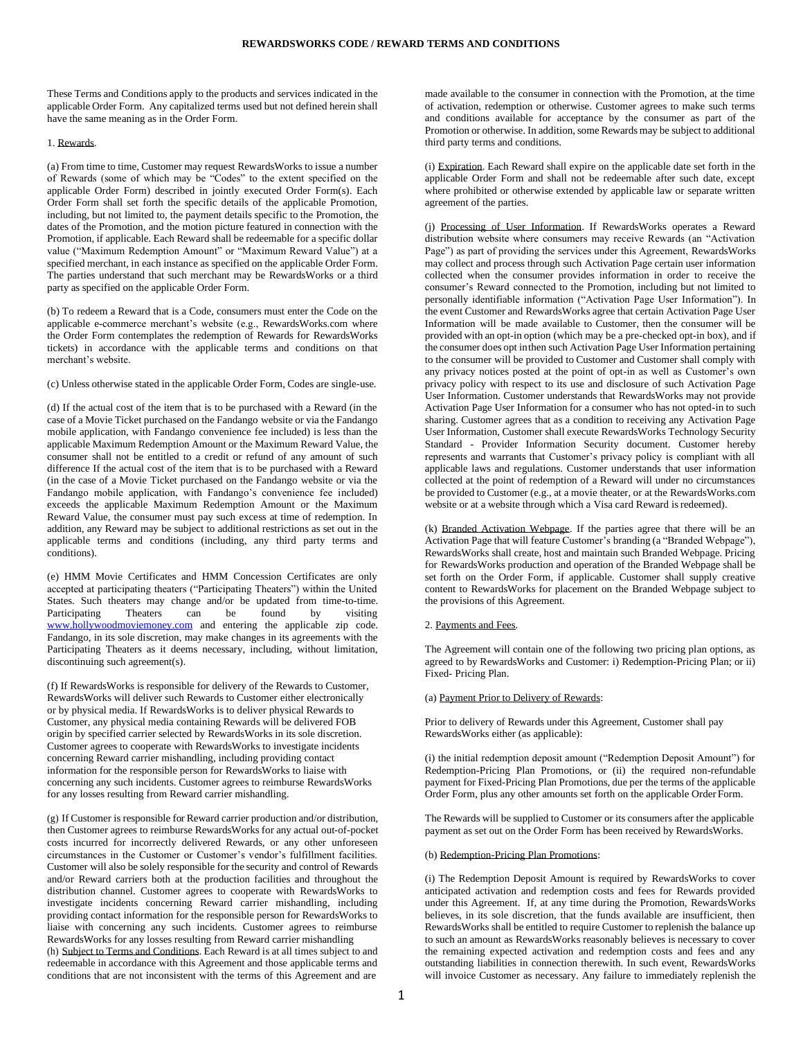# REWARDSWORKS CODE / REWARD TERMS AND CONDITIONS

These Terms and Conditions apply to the products and services indicated in the applicable Order Form. Any capitalized terms used but not defined herein shall have the same meaning as in the Order Form.

1. Rewards.

(a) From time to time, Customer may request RewardsWorks to issue a number of Rewards (some of which may be "Codes" to the extent specified on the applicable Order Form) described in jointly executed Order Form(s). Each Order Form shall set forth the specific details of the applicable Promotion, including, but not limited to, the payment details specific to the Promotion, the dates of the Promotion, and the motion picture featured in connection with the Promotion, if applicable. Each Reward shall be redeemable for a specific dollar value ("Maximum Redemption Amount" or "Maximum Reward Value") at a specified merchant, in each instance as specified on the applicable Order Form. The parties understand that such merchant may be RewardsWorks or a third party as specified on the applicable Order Form.

(b) To redeem a Reward that is a Code, consumers must enter the Code on the applicable e-commerce merchant's website (e.g., RewardsWorks.com where the Order Form contemplates the redemption of Rewards for RewardsWorks tickets) in accordance with the applicable terms and conditions on that merchant's website.

(c) Unless otherwise stated in the applicable Order Form, Codes are single-use.

(d) If the actual cost of the item that is to be purchased with a Reward (in the case of a Movie Ticket purchased on the Fandango website or via the Fandango mobile application, with Fandango convenience fee included) is less than the applicable Maximum Redemption Amount or the Maximum Reward Value, the consumer shall not be entitled to a credit or refund of any amount of such difference If the actual cost of the item that is to be purchased with a Reward (in the case of a Movie Ticket purchased on the Fandango website or via the Fandango mobile application, with Fandango's convenience fee included) exceeds the applicable Maximum Redemption Amount or the Maximum Reward Value, the consumer must pay such excess at time of redemption. In addition, any Reward may be subject to additional restrictions as set out in the applicable terms and conditions (including, any third party terms and conditions).

(e) HMM Movie Certificates and HMM Concession Certificates are only accepted at participating theaters ("Participating Theaters") within the United States. Such theaters may change and/or be updated from time-to-time. Participating Theaters can be found by visiting www.hollywoodmoviemoney.com and entering the applicable zip code. Fandango, in its sole discretion, may make changes in its agreements with the Participating Theaters as it deems necessary, including, without limitation, discontinuing such agreement(s).

(f) If RewardsWorks is responsible for delivery of the Rewards to Customer, RewardsWorks will deliver such Rewards to Customer either electronically or by physical media. If RewardsWorks is to deliver physical Rewards to Customer, any physical media containing Rewards will be delivered FOB origin by specified carrier selected by RewardsWorks in its sole discretion. Customer agrees to cooperate with RewardsWorks to investigate incidents concerning Reward carrier mishandling, including providing contact information for the responsible person for RewardsWorks to liaise with concerning any such incidents. Customer agrees to reimburse RewardsWorks for any losses resulting from Reward carrier mishandling.

(g) If Customer is responsible for Reward carrier production and/or distribution, then Customer agrees to reimburse RewardsWorks for any actual out-of-pocket costs incurred for incorrectly delivered Rewards, or any other unforeseen circumstances in the Customer or Customer's vendor's fulfillment facilities. Customer will also be solely responsible for the security and control of Rewards and/or Reward carriers both at the production facilities and throughout the distribution channel. Customer agrees to cooperate with RewardsWorks to investigate incidents concerning Reward carrier mishandling, including providing contact information for the responsible person for RewardsWorks to liaise with concerning any such incidents. Customer agrees to reimburse RewardsWorks for any losses resulting from Reward carrier mishandling

(h) Subject to Terms and Conditions. Each Reward is at all times subject to and redeemable in accordance with this Agreement and those applicable terms and conditions that are not inconsistent with the terms of this Agreement and are made available to the consumer in connection with the Promotion, at the time of activation, redemption or otherwise. Customer agrees to make such terms and conditions available for acceptance by the consumer as part of the Promotion or otherwise. In addition, some Rewards may be subject to additional third party terms and conditions.

(i) Expiration. Each Reward shall expire on the applicable date set forth in the applicable Order Form and shall not be redeemable after such date, except where prohibited or otherwise extended by applicable law or separate written agreement of the parties.

(j) Processing of User Information. If RewardsWorks operates a Reward distribution website where consumers may receive Rewards (an "Activation Page") as part of providing the services under this Agreement, RewardsWorks may collect and process through such Activation Page certain user information collected when the consumer provides information in order to receive the consumer's Reward connected to the Promotion, including but not limited to personally identifiable information ("Activation Page User Information"). In the event Customer and RewardsWorks agree that certain Activation Page User Information will be made available to Customer, then the consumer will be provided with an opt-in option (which may be a pre-checked opt-in box), and if the consumer does opt inthen such Activation Page User Information pertaining to the consumer will be provided to Customer and Customer shall comply with any privacy notices posted at the point of opt-in as well as Customer's own privacy policy with respect to its use and disclosure of such Activation Page User Information. Customer understands that RewardsWorks may not provide Activation Page User Information for a consumer who has not opted-in to such sharing. Customer agrees that as a condition to receiving any Activation Page User Information, Customer shall execute RewardsWorks Technology Security Standard - Provider Information Security document. Customer hereby represents and warrants that Customer's privacy policy is compliant with all applicable laws and regulations. Customer understands that user information collected at the point of redemption of a Reward will under no circumstances be provided to Customer (e.g., at a movie theater, or at the RewardsWorks.com website or at a website through which a Visa card Reward is redeemed).

(k) Branded Activation Webpage. If the parties agree that there will be an Activation Page that will feature Customer's branding (a "Branded Webpage"), RewardsWorks shall create, host and maintain such Branded Webpage. Pricing for RewardsWorks production and operation of the Branded Webpage shall be set forth on the Order Form, if applicable. Customer shall supply creative content to RewardsWorks for placement on the Branded Webpage subject to the provisions of this Agreement.

2. Payments and Fees.

The Agreement will contain one of the following two pricing plan options, as agreed to by RewardsWorks and Customer: i) Redemption-Pricing Plan; or ii) Fixed- Pricing Plan.

(a) Payment Prior to Delivery of Rewards:

Prior to delivery of Rewards under this Agreement, Customer shall pay RewardsWorks either (as applicable):

(i) the initial redemption deposit amount ("Redemption Deposit Amount") for Redemption-Pricing Plan Promotions, or (ii) the required non-refundable payment for Fixed-Pricing Plan Promotions, due per the terms of the applicable Order Form, plus any other amounts set forth on the applicable Order Form.

The Rewards will be supplied to Customer or its consumers after the applicable payment as set out on the Order Form has been received by RewardsWorks.

(b) Redemption-Pricing Plan Promotions:

(i) The Redemption Deposit Amount is required by RewardsWorks to cover anticipated activation and redemption costs and fees for Rewards provided under this Agreement. If, at any time during the Promotion, RewardsWorks believes, in its sole discretion, that the funds available are insufficient, then RewardsWorks shall be entitled to require Customer to replenish the balance up to such an amount as RewardsWorks reasonably believes is necessary to cover the remaining expected activation and redemption costs and fees and any outstanding liabilities in connection therewith. In such event, RewardsWorks will invoice Customer as necessary. Any failure to immediately replenish the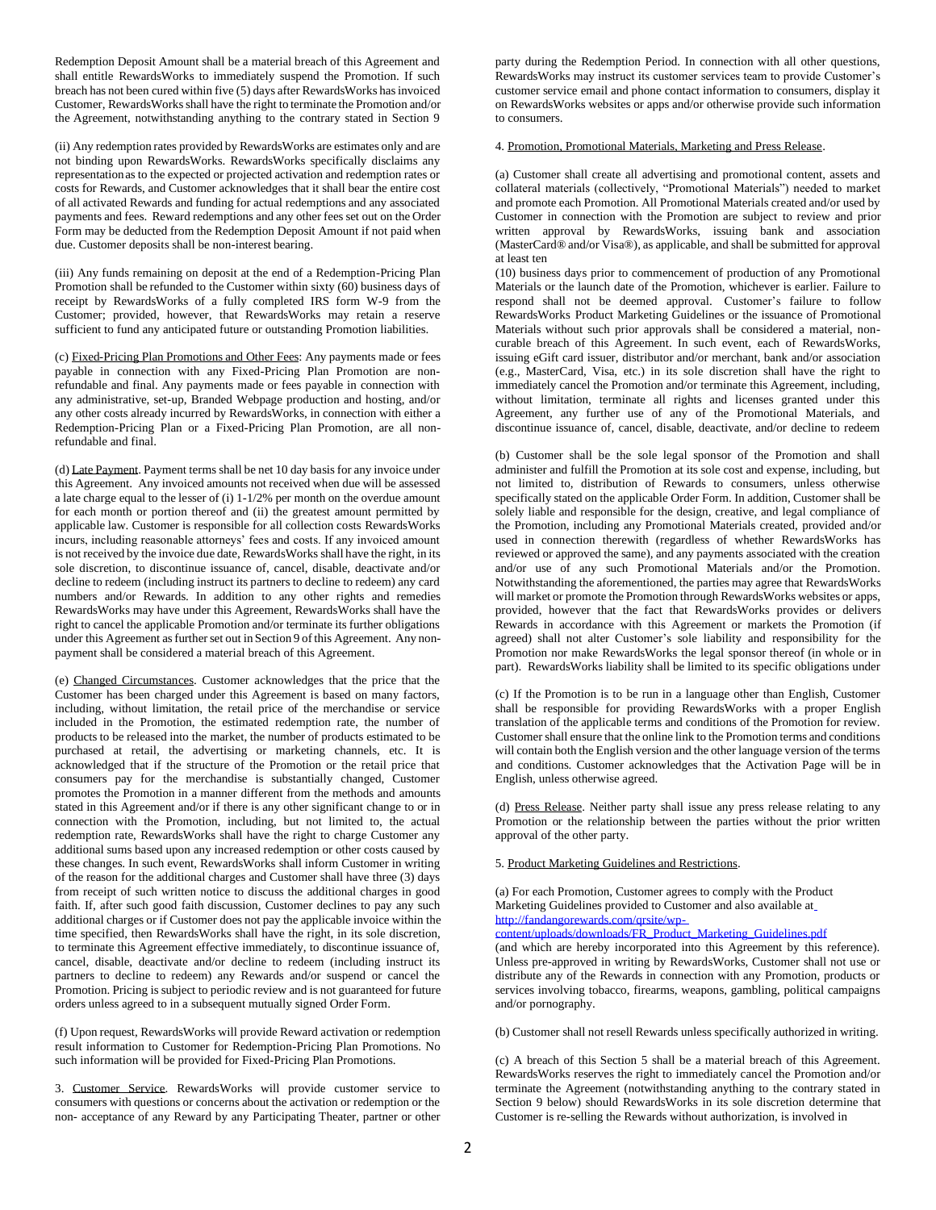Redemption Deposit Amount shall be a material breach of this Agreement and shall entitle RewardsWorks to immediately suspend the Promotion. If such breach has not been cured within five (5) days after RewardsWorks has invoiced Customer, RewardsWorks shall have the right to terminate the Promotion and/or the Agreement, notwithstanding anything to the contrary stated in Section 9

(ii) Any redemption rates provided by RewardsWorks are estimates only and are not binding upon RewardsWorks. RewardsWorks specifically disclaims any representation as to the expected or projected activation and redemption rates or costs for Rewards, and Customer acknowledges that it shall bear the entire cost of all activated Rewards and funding for actual redemptions and any associated payments and fees. Reward redemptions and any other fees set out on the Order Form may be deducted from the Redemption Deposit Amount if not paid when due. Customer deposits shall be non-interest bearing.

(iii) Any funds remaining on deposit at the end of a Redemption-Pricing Plan Promotion shall be refunded to the Customer within sixty (60) business days of receipt by RewardsWorks of a fully completed IRS form W-9 from the Customer; provided, however, that RewardsWorks may retain a reserve sufficient to fund any anticipated future or outstanding Promotion liabilities.

(c) Fixed-Pricing Plan Promotions and Other Fees: Any payments made or fees payable in connection with any Fixed-Pricing Plan Promotion are non-refundable and final. Any payments made or fees payable in connection with any administrative, set-up, Branded Webpage production and hosting, and/or any other costs already incurred by RewardsWorks, in connection with either a Redemption-Pricing Plan or a Fixed-Pricing Plan Promotion, are all non-refundable and final.

(d) Late Payment. Payment terms shall be net 10 day basis for any invoice under this Agreement. Any invoiced amounts not received when due will be assessed a late charge equal to the lesser of (i) 1-1/2% per month on the overdue amount for each month or portion thereof and (ii) the greatest amount permitted by applicable law. Customer is responsible for all collection costs RewardsWorks incurs, including reasonable attorneys' fees and costs. If any invoiced amount is not received by the invoice due date, RewardsWorks shall have the right, in its sole discretion, to discontinue issuance of, cancel, disable, deactivate and/or decline to redeem (including instruct its partners to decline to redeem) any card numbers and/or Rewards. In addition to any other rights and remedies RewardsWorks may have under this Agreement, RewardsWorks shall have the right to cancel the applicable Promotion and/or terminate its further obligations under this Agreement as further set out in Section 9 of this Agreement. Any non-payment shall be considered a material breach of this Agreement.

(e) Changed Circumstances. Customer acknowledges that the price that the Customer has been charged under this Agreement is based on many factors, including, without limitation, the retail price of the merchandise or service included in the Promotion, the estimated redemption rate, the number of products to be released into the market, the number of products estimated to be purchased at retail, the advertising or marketing channels, etc. It is acknowledged that if the structure of the Promotion or the retail price that consumers pay for the merchandise is substantially changed, Customer promotes the Promotion in a manner different from the methods and amounts stated in this Agreement and/or if there is any other significant change to or in connection with the Promotion, including, but not limited to, the actual redemption rate, RewardsWorks shall have the right to charge Customer any additional sums based upon any increased redemption or other costs caused by these changes. In such event, RewardsWorks shall inform Customer in writing of the reason for the additional charges and Customer shall have three (3) days from receipt of such written notice to discuss the additional charges in good faith. If, after such good faith discussion, Customer declines to pay any such additional charges or if Customer does not pay the applicable invoice within the time specified, then RewardsWorks shall have the right, in its sole discretion, to terminate this Agreement effective immediately, to discontinue issuance of, cancel, disable, deactivate and/or decline to redeem (including instruct its partners to decline to redeem) any Rewards and/or suspend or cancel the Promotion. Pricing is subject to periodic review and is not guaranteed for future orders unless agreed to in a subsequent mutually signed Order Form.

(f) Upon request, RewardsWorks will provide Reward activation or redemption result information to Customer for Redemption-Pricing Plan Promotions. No such information will be provided for Fixed-Pricing Plan Promotions.

3. Customer Service. RewardsWorks will provide customer service to consumers with questions or concerns about the activation or redemption or the non- acceptance of any Reward by any Participating Theater, partner or other party during the Redemption Period. In connection with all other questions, RewardsWorks may instruct its customer services team to provide Customer's customer service email and phone contact information to consumers, display it on RewardsWorks websites or apps and/or otherwise provide such information to consumers.

4. Promotion, Promotional Materials, Marketing and Press Release.

(a) Customer shall create all advertising and promotional content, assets and collateral materials (collectively, "Promotional Materials") needed to market and promote each Promotion. All Promotional Materials created and/or used by Customer in connection with the Promotion are subject to review and prior written approval by RewardsWorks, issuing bank and association (MasterCard® and/or Visa®), as applicable, and shall be submitted for approval at least ten
(10) business days prior to commencement of production of any Promotional Materials or the launch date of the Promotion, whichever is earlier. Failure to respond shall not be deemed approval. Customer's failure to follow RewardsWorks Product Marketing Guidelines or the issuance of Promotional Materials without such prior approvals shall be considered a material, non-curable breach of this Agreement. In such event, each of RewardsWorks, issuing eGift card issuer, distributor and/or merchant, bank and/or association (e.g., MasterCard, Visa, etc.) in its sole discretion shall have the right to immediately cancel the Promotion and/or terminate this Agreement, including, without limitation, terminate all rights and licenses granted under this Agreement, any further use of any of the Promotional Materials, and discontinue issuance of, cancel, disable, deactivate, and/or decline to redeem

(b) Customer shall be the sole legal sponsor of the Promotion and shall administer and fulfill the Promotion at its sole cost and expense, including, but not limited to, distribution of Rewards to consumers, unless otherwise specifically stated on the applicable Order Form. In addition, Customer shall be solely liable and responsible for the design, creative, and legal compliance of the Promotion, including any Promotional Materials created, provided and/or used in connection therewith (regardless of whether RewardsWorks has reviewed or approved the same), and any payments associated with the creation and/or use of any such Promotional Materials and/or the Promotion. Notwithstanding the aforementioned, the parties may agree that RewardsWorks will market or promote the Promotion through RewardsWorks websites or apps, provided, however that the fact that RewardsWorks provides or delivers Rewards in accordance with this Agreement or markets the Promotion (if agreed) shall not alter Customer's sole liability and responsibility for the Promotion nor make RewardsWorks the legal sponsor thereof (in whole or in part). RewardsWorks liability shall be limited to its specific obligations under

(c) If the Promotion is to be run in a language other than English, Customer shall be responsible for providing RewardsWorks with a proper English translation of the applicable terms and conditions of the Promotion for review. Customer shall ensure that the online link to the Promotion terms and conditions will contain both the English version and the other language version of the terms and conditions. Customer acknowledges that the Activation Page will be in English, unless otherwise agreed.

(d) Press Release. Neither party shall issue any press release relating to any Promotion or the relationship between the parties without the prior written approval of the other party.

5. Product Marketing Guidelines and Restrictions.

(a) For each Promotion, Customer agrees to comply with the Product Marketing Guidelines provided to Customer and also available at http://fandangorewards.com/qrsite/wp-content/uploads/downloads/FR_Product_Marketing_Guidelines.pdf (and which are hereby incorporated into this Agreement by this reference). Unless pre-approved in writing by RewardsWorks, Customer shall not use or distribute any of the Rewards in connection with any Promotion, products or services involving tobacco, firearms, weapons, gambling, political campaigns and/or pornography.

(b) Customer shall not resell Rewards unless specifically authorized in writing.

(c) A breach of this Section 5 shall be a material breach of this Agreement. RewardsWorks reserves the right to immediately cancel the Promotion and/or terminate the Agreement (notwithstanding anything to the contrary stated in Section 9 below) should RewardsWorks in its sole discretion determine that Customer is re-selling the Rewards without authorization, is involved in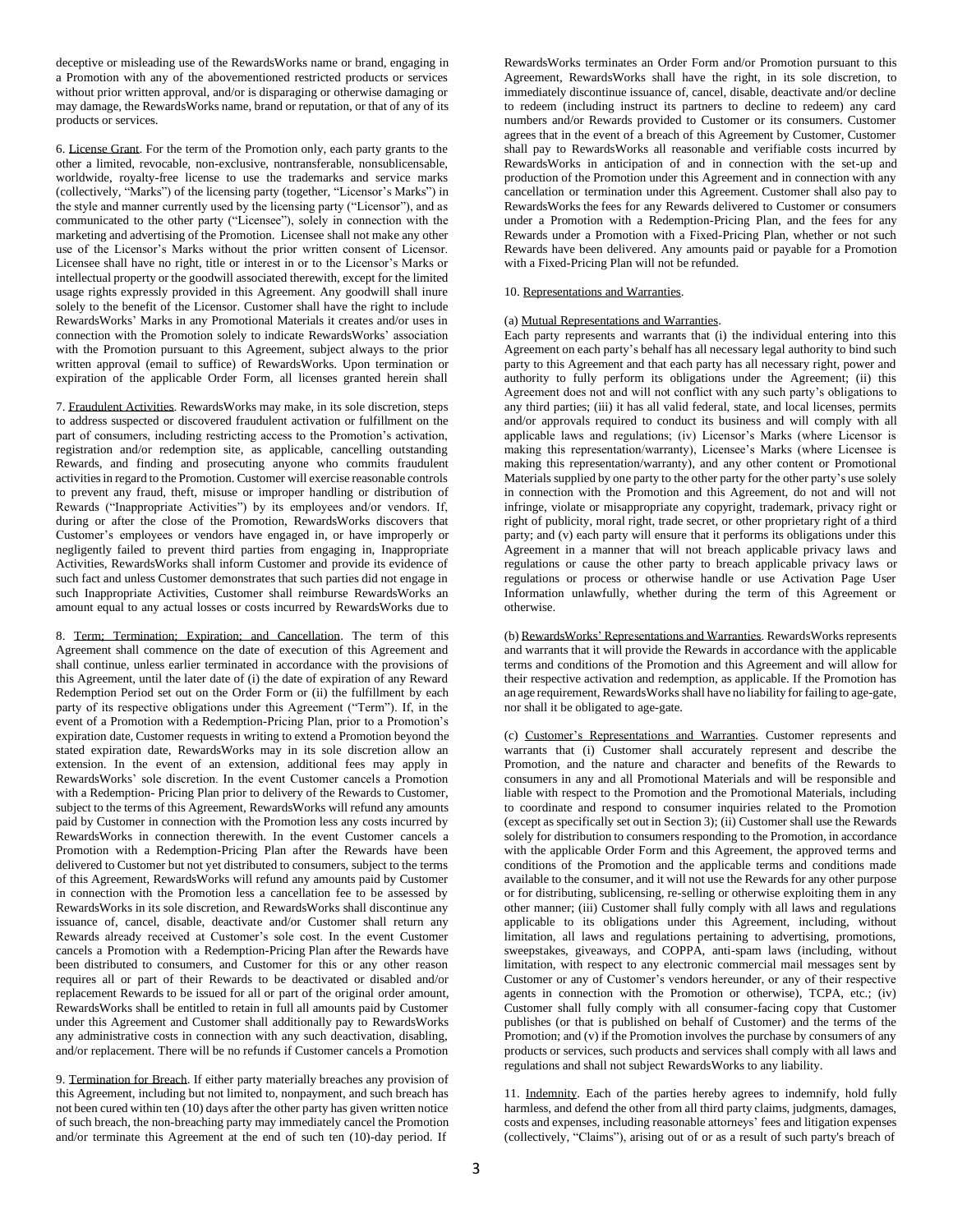deceptive or misleading use of the RewardsWorks name or brand, engaging in a Promotion with any of the abovementioned restricted products or services without prior written approval, and/or is disparaging or otherwise damaging or may damage, the RewardsWorks name, brand or reputation, or that of any of its products or services.

6. License Grant. For the term of the Promotion only, each party grants to the other a limited, revocable, non-exclusive, nontransferable, nonsublicensable, worldwide, royalty-free license to use the trademarks and service marks (collectively, "Marks") of the licensing party (together, "Licensor's Marks") in the style and manner currently used by the licensing party ("Licensor"), and as communicated to the other party ("Licensee"), solely in connection with the marketing and advertising of the Promotion. Licensee shall not make any other use of the Licensor's Marks without the prior written consent of Licensor. Licensee shall have no right, title or interest in or to the Licensor's Marks or intellectual property or the goodwill associated therewith, except for the limited usage rights expressly provided in this Agreement. Any goodwill shall inure solely to the benefit of the Licensor. Customer shall have the right to include RewardsWorks' Marks in any Promotional Materials it creates and/or uses in connection with the Promotion solely to indicate RewardsWorks' association with the Promotion pursuant to this Agreement, subject always to the prior written approval (email to suffice) of RewardsWorks. Upon termination or expiration of the applicable Order Form, all licenses granted herein shall

7. Fraudulent Activities. RewardsWorks may make, in its sole discretion, steps to address suspected or discovered fraudulent activation or fulfillment on the part of consumers, including restricting access to the Promotion's activation, registration and/or redemption site, as applicable, cancelling outstanding Rewards, and finding and prosecuting anyone who commits fraudulent activities in regard to the Promotion. Customer will exercise reasonable controls to prevent any fraud, theft, misuse or improper handling or distribution of Rewards ("Inappropriate Activities") by its employees and/or vendors. If, during or after the close of the Promotion, RewardsWorks discovers that Customer's employees or vendors have engaged in, or have improperly or negligently failed to prevent third parties from engaging in, Inappropriate Activities, RewardsWorks shall inform Customer and provide its evidence of such fact and unless Customer demonstrates that such parties did not engage in such Inappropriate Activities, Customer shall reimburse RewardsWorks an amount equal to any actual losses or costs incurred by RewardsWorks due to

8. Term; Termination; Expiration; and Cancellation. The term of this Agreement shall commence on the date of execution of this Agreement and shall continue, unless earlier terminated in accordance with the provisions of this Agreement, until the later date of (i) the date of expiration of any Reward Redemption Period set out on the Order Form or (ii) the fulfillment by each party of its respective obligations under this Agreement ("Term"). If, in the event of a Promotion with a Redemption-Pricing Plan, prior to a Promotion's expiration date, Customer requests in writing to extend a Promotion beyond the stated expiration date, RewardsWorks may in its sole discretion allow an extension. In the event of an extension, additional fees may apply in RewardsWorks' sole discretion. In the event Customer cancels a Promotion with a Redemption- Pricing Plan prior to delivery of the Rewards to Customer, subject to the terms of this Agreement, RewardsWorks will refund any amounts paid by Customer in connection with the Promotion less any costs incurred by RewardsWorks in connection therewith. In the event Customer cancels a Promotion with a Redemption-Pricing Plan after the Rewards have been delivered to Customer but not yet distributed to consumers, subject to the terms of this Agreement, RewardsWorks will refund any amounts paid by Customer in connection with the Promotion less a cancellation fee to be assessed by RewardsWorks in its sole discretion, and RewardsWorks shall discontinue any issuance of, cancel, disable, deactivate and/or Customer shall return any Rewards already received at Customer's sole cost. In the event Customer cancels a Promotion with a Redemption-Pricing Plan after the Rewards have been distributed to consumers, and Customer for this or any other reason requires all or part of their Rewards to be deactivated or disabled and/or replacement Rewards to be issued for all or part of the original order amount, RewardsWorks shall be entitled to retain in full all amounts paid by Customer under this Agreement and Customer shall additionally pay to RewardsWorks any administrative costs in connection with any such deactivation, disabling, and/or replacement. There will be no refunds if Customer cancels a Promotion

9. Termination for Breach. If either party materially breaches any provision of this Agreement, including but not limited to, nonpayment, and such breach has not been cured within ten (10) days after the other party has given written notice of such breach, the non-breaching party may immediately cancel the Promotion and/or terminate this Agreement at the end of such ten (10)-day period. If RewardsWorks terminates an Order Form and/or Promotion pursuant to this Agreement, RewardsWorks shall have the right, in its sole discretion, to immediately discontinue issuance of, cancel, disable, deactivate and/or decline to redeem (including instruct its partners to decline to redeem) any card numbers and/or Rewards provided to Customer or its consumers. Customer agrees that in the event of a breach of this Agreement by Customer, Customer shall pay to RewardsWorks all reasonable and verifiable costs incurred by RewardsWorks in anticipation of and in connection with the set-up and production of the Promotion under this Agreement and in connection with any cancellation or termination under this Agreement. Customer shall also pay to RewardsWorks the fees for any Rewards delivered to Customer or consumers under a Promotion with a Redemption-Pricing Plan, and the fees for any Rewards under a Promotion with a Fixed-Pricing Plan, whether or not such Rewards have been delivered. Any amounts paid or payable for a Promotion with a Fixed-Pricing Plan will not be refunded.

10. Representations and Warranties.

(a) Mutual Representations and Warranties.
Each party represents and warrants that (i) the individual entering into this Agreement on each party's behalf has all necessary legal authority to bind such party to this Agreement and that each party has all necessary right, power and authority to fully perform its obligations under the Agreement; (ii) this Agreement does not and will not conflict with any such party's obligations to any third parties; (iii) it has all valid federal, state, and local licenses, permits and/or approvals required to conduct its business and will comply with all applicable laws and regulations; (iv) Licensor's Marks (where Licensor is making this representation/warranty), Licensee's Marks (where Licensee is making this representation/warranty), and any other content or Promotional Materials supplied by one party to the other party for the other party's use solely in connection with the Promotion and this Agreement, do not and will not infringe, violate or misappropriate any copyright, trademark, privacy right or right of publicity, moral right, trade secret, or other proprietary right of a third party; and (v) each party will ensure that it performs its obligations under this Agreement in a manner that will not breach applicable privacy laws and regulations or cause the other party to breach applicable privacy laws or regulations or process or otherwise handle or use Activation Page User Information unlawfully, whether during the term of this Agreement or otherwise.

(b) RewardsWorks' Representations and Warranties. RewardsWorks represents and warrants that it will provide the Rewards in accordance with the applicable terms and conditions of the Promotion and this Agreement and will allow for their respective activation and redemption, as applicable. If the Promotion has an age requirement, RewardsWorks shall have no liability for failing to age-gate, nor shall it be obligated to age-gate.

(c) Customer's Representations and Warranties. Customer represents and warrants that (i) Customer shall accurately represent and describe the Promotion, and the nature and character and benefits of the Rewards to consumers in any and all Promotional Materials and will be responsible and liable with respect to the Promotion and the Promotional Materials, including to coordinate and respond to consumer inquiries related to the Promotion (except as specifically set out in Section 3); (ii) Customer shall use the Rewards solely for distribution to consumers responding to the Promotion, in accordance with the applicable Order Form and this Agreement, the approved terms and conditions of the Promotion and the applicable terms and conditions made available to the consumer, and it will not use the Rewards for any other purpose or for distributing, sublicensing, re-selling or otherwise exploiting them in any other manner; (iii) Customer shall fully comply with all laws and regulations applicable to its obligations under this Agreement, including, without limitation, all laws and regulations pertaining to advertising, promotions, sweepstakes, giveaways, and COPPA, anti-spam laws (including, without limitation, with respect to any electronic commercial mail messages sent by Customer or any of Customer's vendors hereunder, or any of their respective agents in connection with the Promotion or otherwise), TCPA, etc.; (iv) Customer shall fully comply with all consumer-facing copy that Customer publishes (or that is published on behalf of Customer) and the terms of the Promotion; and (v) if the Promotion involves the purchase by consumers of any products or services, such products and services shall comply with all laws and regulations and shall not subject RewardsWorks to any liability.

11. Indemnity. Each of the parties hereby agrees to indemnify, hold fully harmless, and defend the other from all third party claims, judgments, damages, costs and expenses, including reasonable attorneys' fees and litigation expenses (collectively, "Claims"), arising out of or as a result of such party's breach of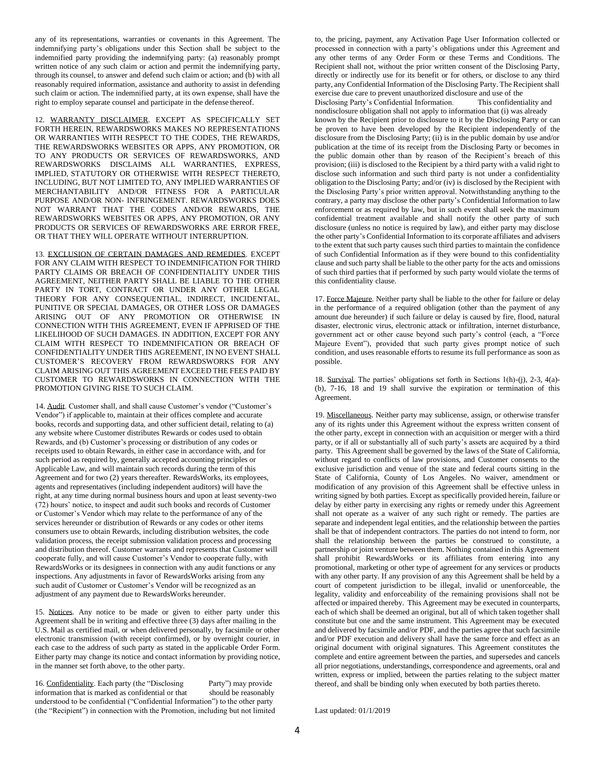any of its representations, warranties or covenants in this Agreement. The indemnifying party's obligations under this Section shall be subject to the indemnified party providing the indemnifying party: (a) reasonably prompt written notice of any such claim or action and permit the indemnifying party, through its counsel, to answer and defend such claim or action; and (b) with all reasonably required information, assistance and authority to assist in defending such claim or action. The indemnified party, at its own expense, shall have the right to employ separate counsel and participate in the defense thereof.

12. WARRANTY DISCLAIMER. EXCEPT AS SPECIFICALLY SET FORTH HEREIN, REWARDSWORKS MAKES NO REPRESENTATIONS OR WARRANTIES WITH RESPECT TO THE CODES, THE REWARDS, THE REWARDSWORKS WEBSITES OR APPS, ANY PROMOTION, OR TO ANY PRODUCTS OR SERVICES OF REWARDSWORKS, AND REWARDSWORKS DISCLAIMS ALL WARRANTIES, EXPRESS, IMPLIED, STATUTORY OR OTHERWISE WITH RESPECT THERETO, INCLUDING, BUT NOT LIMITED TO, ANY IMPLIED WARRANTIES OF MERCHANTABILITY AND/OR FITNESS FOR A PARTICULAR PURPOSE AND/OR NON- INFRINGEMENT. REWARDSWORKS DOES NOT WARRANT THAT THE CODES AND/OR REWARDS, THE REWARDSWORKS WEBSITES OR APPS, ANY PROMOTION, OR ANY PRODUCTS OR SERVICES OF REWARDSWORKS ARE ERROR FREE, OR THAT THEY WILL OPERATE WITHOUT INTERRUPTION.

13. EXCLUSION OF CERTAIN DAMAGES AND REMEDIES. EXCEPT FOR ANY CLAIM WITH RESPECT TO INDEMNIFICATION FOR THIRD PARTY CLAIMS OR BREACH OF CONFIDENTIALITY UNDER THIS AGREEMENT, NEITHER PARTY SHALL BE LIABLE TO THE OTHER PARTY IN TORT, CONTRACT OR UNDER ANY OTHER LEGAL THEORY FOR ANY CONSEQUENTIAL, INDIRECT, INCIDENTAL, PUNITIVE OR SPECIAL DAMAGES, OR OTHER LOSS OR DAMAGES ARISING OUT OF ANY PROMOTION OR OTHERWISE IN CONNECTION WITH THIS AGREEMENT, EVEN IF APPRISED OF THE LIKELIHOOD OF SUCH DAMAGES. IN ADDITION, EXCEPT FOR ANY CLAIM WITH RESPECT TO INDEMNIFICATION OR BREACH OF CONFIDENTIALITY UNDER THIS AGREEMENT, IN NO EVENT SHALL CUSTOMER'S RECOVERY FROM REWARDSWORKS FOR ANY CLAIM ARISING OUT THIS AGREEMENT EXCEED THE FEES PAID BY CUSTOMER TO REWARDSWORKS IN CONNECTION WITH THE PROMOTION GIVING RISE TO SUCH CLAIM.

14. Audit. Customer shall, and shall cause Customer's vendor ("Customer's Vendor") if applicable to, maintain at their offices complete and accurate books, records and supporting data, and other sufficient detail, relating to (a) any website where Customer distributes Rewards or codes used to obtain Rewards, and (b) Customer's processing or distribution of any codes or receipts used to obtain Rewards, in either case in accordance with, and for such period as required by, generally accepted accounting principles or Applicable Law, and will maintain such records during the term of this Agreement and for two (2) years thereafter. RewardsWorks, its employees, agents and representatives (including independent auditors) will have the right, at any time during normal business hours and upon at least seventy-two (72) hours' notice, to inspect and audit such books and records of Customer or Customer's Vendor which may relate to the performance of any of the services hereunder or distribution of Rewards or any codes or other items consumers use to obtain Rewards, including distribution websites, the code validation process, the receipt submission validation process and processing and distribution thereof. Customer warrants and represents that Customer will cooperate fully, and will cause Customer's Vendor to cooperate fully, with RewardsWorks or its designees in connection with any audit functions or any inspections. Any adjustments in favor of RewardsWorks arising from any such audit of Customer or Customer's Vendor will be recognized as an adjustment of any payment due to RewardsWorks hereunder.

15. Notices. Any notice to be made or given to either party under this Agreement shall be in writing and effective three (3) days after mailing in the U.S. Mail as certified mail, or when delivered personally, by facsimile or other electronic transmission (with receipt confirmed), or by overnight courier, in each case to the address of such party as stated in the applicable Order Form. Either party may change its notice and contact information by providing notice, in the manner set forth above, to the other party.

16. Confidentiality. Each party (the "Disclosing Party") may provide information that is marked as confidential or that should be reasonably understood to be confidential ("Confidential Information") to the other party (the "Recipient") in connection with the Promotion, including but not limited to, the pricing, payment, any Activation Page User Information collected or processed in connection with a party's obligations under this Agreement and any other terms of any Order Form or these Terms and Conditions. The Recipient shall not, without the prior written consent of the Disclosing Party, directly or indirectly use for its benefit or for others, or disclose to any third party, any Confidential Information of the Disclosing Party. The Recipient shall exercise due care to prevent unauthorized disclosure and use of the Disclosing Party's Confidential Information. This confidentiality and nondisclosure obligation shall not apply to information that (i) was already known by the Recipient prior to disclosure to it by the Disclosing Party or can be proven to have been developed by the Recipient independently of the disclosure from the Disclosing Party; (ii) is in the public domain by use and/or publication at the time of its receipt from the Disclosing Party or becomes in the public domain other than by reason of the Recipient's breach of this provision; (iii) is disclosed to the Recipient by a third party with a valid right to disclose such information and such third party is not under a confidentiality obligation to the Disclosing Party; and/or (iv) is disclosed by the Recipient with the Disclosing Party's prior written approval. Notwithstanding anything to the contrary, a party may disclose the other party's Confidential Information to law enforcement or as required by law, but in such event shall seek the maximum confidential treatment available and shall notify the other party of such disclosure (unless no notice is required by law), and either party may disclose the other party's Confidential Information to its corporate affiliates and advisers to the extent that such party causes such third parties to maintain the confidence of such Confidential Information as if they were bound to this confidentiality clause and such party shall be liable to the other party for the acts and omissions of such third parties that if performed by such party would violate the terms of this confidentiality clause.

17. Force Majeure. Neither party shall be liable to the other for failure or delay in the performance of a required obligation (other than the payment of any amount due hereunder) if such failure or delay is caused by fire, flood, natural disaster, electronic virus, electronic attack or infiltration, internet disturbance, government act or other cause beyond such party's control (each, a "Force Majeure Event"), provided that such party gives prompt notice of such condition, and uses reasonable efforts to resume its full performance as soon as possible.

18. Survival. The parties' obligations set forth in Sections 1(h)-(j), 2-3, 4(a)-(b), 7-16, 18 and 19 shall survive the expiration or termination of this Agreement.

19. Miscellaneous. Neither party may sublicense, assign, or otherwise transfer any of its rights under this Agreement without the express written consent of the other party, except in connection with an acquisition or merger with a third party, or if all or substantially all of such party's assets are acquired by a third party. This Agreement shall be governed by the laws of the State of California, without regard to conflicts of law provisions, and Customer consents to the exclusive jurisdiction and venue of the state and federal courts sitting in the State of California, County of Los Angeles. No waiver, amendment or modification of any provision of this Agreement shall be effective unless in writing signed by both parties. Except as specifically provided herein, failure or delay by either party in exercising any rights or remedy under this Agreement shall not operate as a waiver of any such right or remedy. The parties are separate and independent legal entities, and the relationship between the parties shall be that of independent contractors. The parties do not intend to form, nor shall the relationship between the parties be construed to constitute, a partnership or joint venture between them. Nothing contained in this Agreement shall prohibit RewardsWorks or its affiliates from entering into any promotional, marketing or other type of agreement for any services or products with any other party. If any provision of any this Agreement shall be held by a court of competent jurisdiction to be illegal, invalid or unenforceable, the legality, validity and enforceability of the remaining provisions shall not be affected or impaired thereby. This Agreement may be executed in counterparts, each of which shall be deemed an original, but all of which taken together shall constitute but one and the same instrument. This Agreement may be executed and delivered by facsimile and/or PDF, and the parties agree that such facsimile and/or PDF execution and delivery shall have the same force and effect as an original document with original signatures. This Agreement constitutes the complete and entire agreement between the parties, and supersedes and cancels all prior negotiations, understandings, correspondence and agreements, oral and written, express or implied, between the parties relating to the subject matter thereof, and shall be binding only when executed by both parties thereto.

Last updated: 01/1/2019